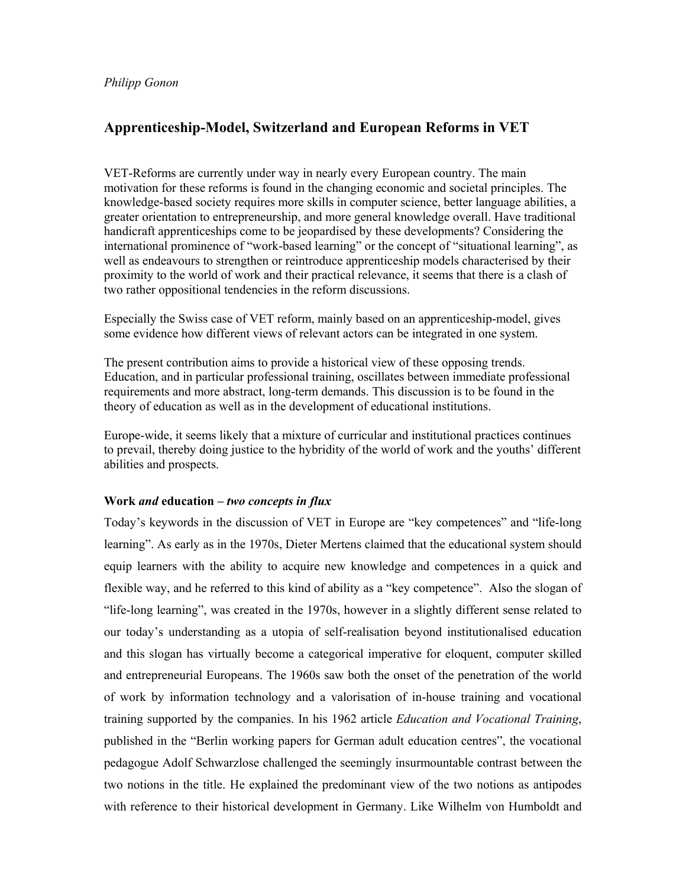*Philipp Gonon*

# Apprenticeship-Model, Switzerland and European Reforms in VET

VET-Reforms are currently under way in nearly every European country. The main motivation for these reforms is found in the changing economic and societal principles. The knowledge-based society requires more skills in computer science, better language abilities, a greater orientation to entrepreneurship, and more general knowledge overall. Have traditional handicraft apprenticeships come to be jeopardised by these developments? Considering the international prominence of "work-based learning" or the concept of "situational learning", as well as endeavours to strengthen or reintroduce apprenticeship models characterised by their proximity to the world of work and their practical relevance, it seems that there is a clash of two rather oppositional tendencies in the reform discussions.

Especially the Swiss case of VET reform, mainly based on an apprenticeship-model, gives some evidence how different views of relevant actors can be integrated in one system.

The present contribution aims to provide a historical view of these opposing trends. Education, and in particular professional training, oscillates between immediate professional requirements and more abstract, long-term demands. This discussion is to be found in the theory of education as well as in the development of educational institutions.

Europe-wide, it seems likely that a mixture of curricular and institutional practices continues to prevail, thereby doing justice to the hybridity of the world of work and the youths' different abilities and prospects.

### Work *and* education – *two concepts in flux*

Today's keywords in the discussion of VET in Europe are "key competences" and "life-long learning". As early as in the 1970s, Dieter Mertens claimed that the educational system should equip learners with the ability to acquire new knowledge and competences in a quick and flexible way, and he referred to this kind of ability as a "key competence". Also the slogan of "life-long learning", was created in the 1970s, however in a slightly different sense related to our today's understanding as a utopia of self-realisation beyond institutionalised education and this slogan has virtually become a categorical imperative for eloquent, computer skilled and entrepreneurial Europeans. The 1960s saw both the onset of the penetration of the world of work by information technology and a valorisation of in-house training and vocational training supported by the companies. In his 1962 article *Education and Vocational Training*, published in the "Berlin working papers for German adult education centres", the vocational pedagogue Adolf Schwarzlose challenged the seemingly insurmountable contrast between the two notions in the title. He explained the predominant view of the two notions as antipodes with reference to their historical development in Germany. Like Wilhelm von Humboldt and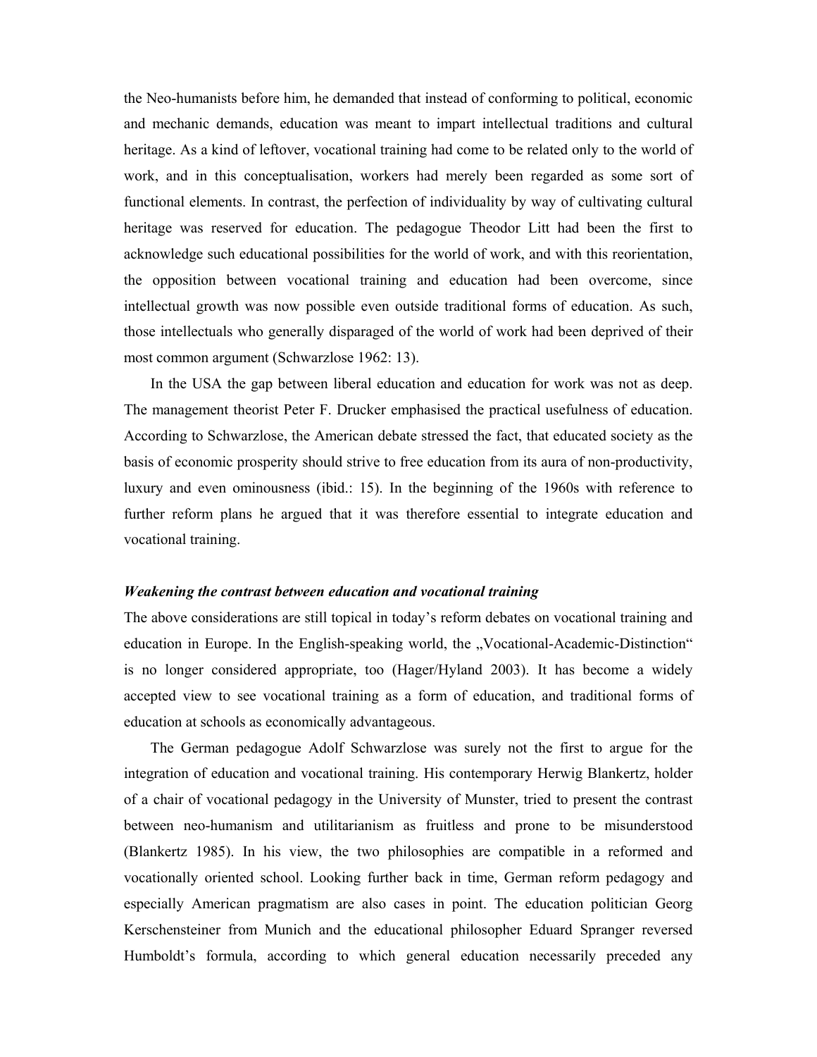the Neo-humanists before him, he demanded that instead of conforming to political, economic and mechanic demands, education was meant to impart intellectual traditions and cultural heritage. As a kind of leftover, vocational training had come to be related only to the world of work, and in this conceptualisation, workers had merely been regarded as some sort of functional elements. In contrast, the perfection of individuality by way of cultivating cultural heritage was reserved for education. The pedagogue Theodor Litt had been the first to acknowledge such educational possibilities for the world of work, and with this reorientation, the opposition between vocational training and education had been overcome, since intellectual growth was now possible even outside traditional forms of education. As such, those intellectuals who generally disparaged of the world of work had been deprived of their most common argument (Schwarzlose 1962: 13).

In the USA the gap between liberal education and education for work was not as deep. The management theorist Peter F. Drucker emphasised the practical usefulness of education. According to Schwarzlose, the American debate stressed the fact, that educated society as the basis of economic prosperity should strive to free education from its aura of non-productivity, luxury and even ominousness (ibid.: 15). In the beginning of the 1960s with reference to further reform plans he argued that it was therefore essential to integrate education and vocational training.

### *Weakening the contrast between education and vocational training*

The above considerations are still topical in today's reform debates on vocational training and education in Europe. In the English-speaking world, the „Vocational-Academic-Distinction" is no longer considered appropriate, too (Hager/Hyland 2003). It has become a widely accepted view to see vocational training as a form of education, and traditional forms of education at schools as economically advantageous.

The German pedagogue Adolf Schwarzlose was surely not the first to argue for the integration of education and vocational training. His contemporary Herwig Blankertz, holder of a chair of vocational pedagogy in the University of Munster, tried to present the contrast between neo-humanism and utilitarianism as fruitless and prone to be misunderstood (Blankertz 1985). In his view, the two philosophies are compatible in a reformed and vocationally oriented school. Looking further back in time, German reform pedagogy and especially American pragmatism are also cases in point. The education politician Georg Kerschensteiner from Munich and the educational philosopher Eduard Spranger reversed Humboldt's formula, according to which general education necessarily preceded any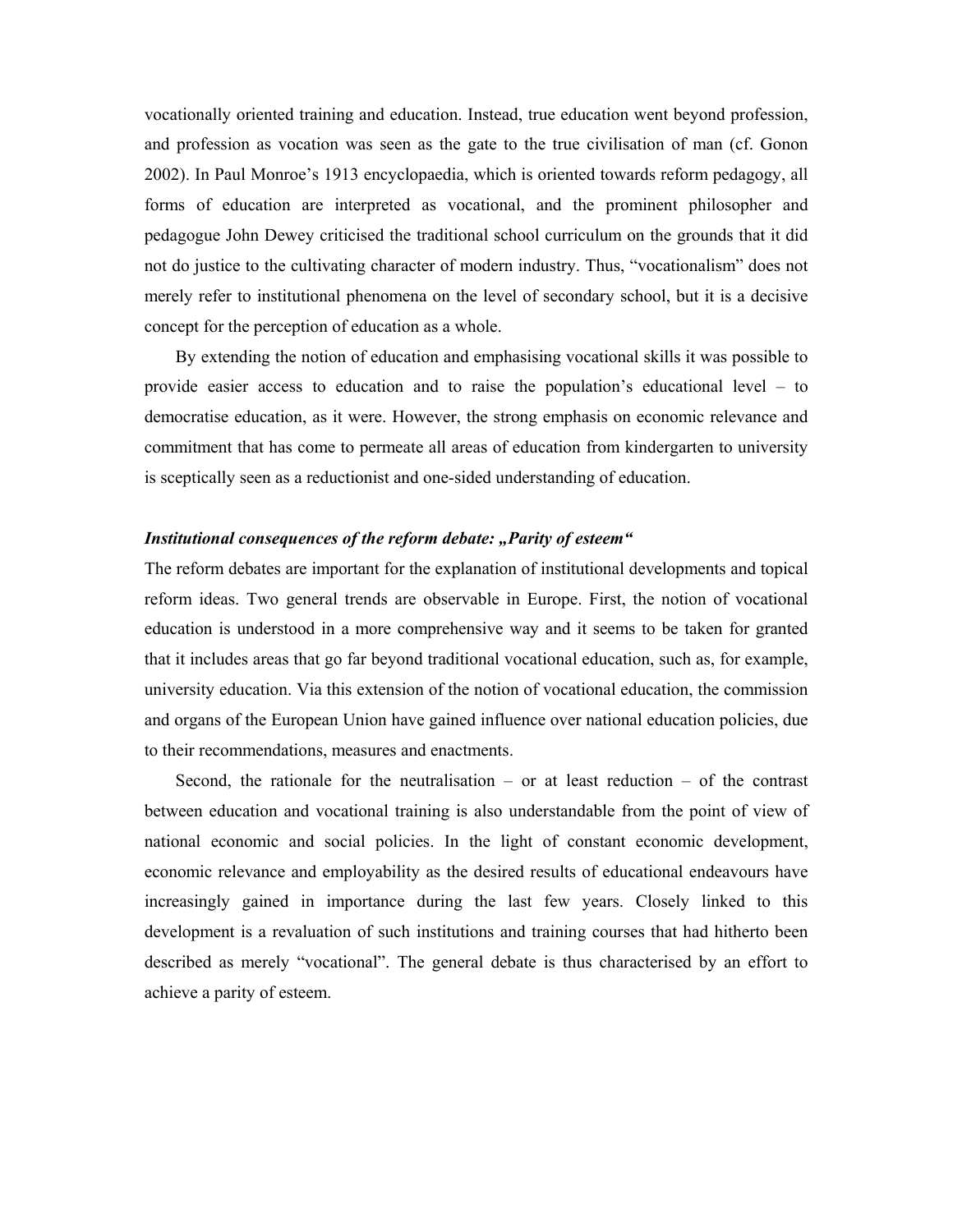vocationally oriented training and education. Instead, true education went beyond profession, and profession as vocation was seen as the gate to the true civilisation of man (cf. Gonon 2002). In Paul Monroe's 1913 encyclopaedia, which is oriented towards reform pedagogy, all forms of education are interpreted as vocational, and the prominent philosopher and pedagogue John Dewey criticised the traditional school curriculum on the grounds that it did not do justice to the cultivating character of modern industry. Thus, "vocationalism" does not merely refer to institutional phenomena on the level of secondary school, but it is a decisive concept for the perception of education as a whole.

By extending the notion of education and emphasising vocational skills it was possible to provide easier access to education and to raise the population's educational level – to democratise education, as it were. However, the strong emphasis on economic relevance and commitment that has come to permeate all areas of education from kindergarten to university is sceptically seen as a reductionist and one-sided understanding of education.

### *Institutional consequences of the reform debate: „Parity of esteem"*

The reform debates are important for the explanation of institutional developments and topical reform ideas. Two general trends are observable in Europe. First, the notion of vocational education is understood in a more comprehensive way and it seems to be taken for granted that it includes areas that go far beyond traditional vocational education, such as, for example, university education. Via this extension of the notion of vocational education, the commission and organs of the European Union have gained influence over national education policies, due to their recommendations, measures and enactments.

Second, the rationale for the neutralisation – or at least reduction – of the contrast between education and vocational training is also understandable from the point of view of national economic and social policies. In the light of constant economic development, economic relevance and employability as the desired results of educational endeavours have increasingly gained in importance during the last few years. Closely linked to this development is a revaluation of such institutions and training courses that had hitherto been described as merely "vocational". The general debate is thus characterised by an effort to achieve a parity of esteem.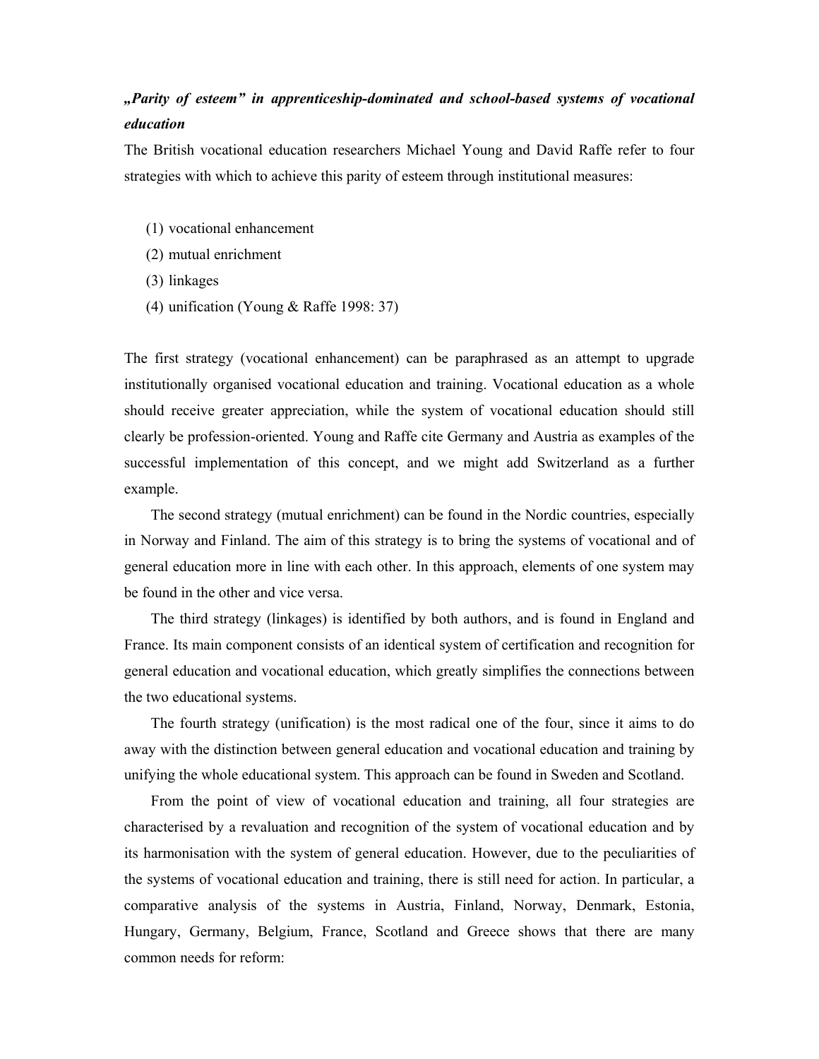### *„Parity of esteem" in apprenticeship-dominated and school-based systems of vocational education*

The British vocational education researchers Michael Young and David Raffe refer to four strategies with which to achieve this parity of esteem through institutional measures:

(1) vocational enhancement
(2) mutual enrichment
(3) linkages
(4) unification (Young & Raffe 1998: 37)

The first strategy (vocational enhancement) can be paraphrased as an attempt to upgrade institutionally organised vocational education and training. Vocational education as a whole should receive greater appreciation, while the system of vocational education should still clearly be profession-oriented. Young and Raffe cite Germany and Austria as examples of the successful implementation of this concept, and we might add Switzerland as a further example.

The second strategy (mutual enrichment) can be found in the Nordic countries, especially in Norway and Finland. The aim of this strategy is to bring the systems of vocational and of general education more in line with each other. In this approach, elements of one system may be found in the other and vice versa.

The third strategy (linkages) is identified by both authors, and is found in England and France. Its main component consists of an identical system of certification and recognition for general education and vocational education, which greatly simplifies the connections between the two educational systems.

The fourth strategy (unification) is the most radical one of the four, since it aims to do away with the distinction between general education and vocational education and training by unifying the whole educational system. This approach can be found in Sweden and Scotland.

From the point of view of vocational education and training, all four strategies are characterised by a revaluation and recognition of the system of vocational education and by its harmonisation with the system of general education. However, due to the peculiarities of the systems of vocational education and training, there is still need for action. In particular, a comparative analysis of the systems in Austria, Finland, Norway, Denmark, Estonia, Hungary, Germany, Belgium, France, Scotland and Greece shows that there are many common needs for reform: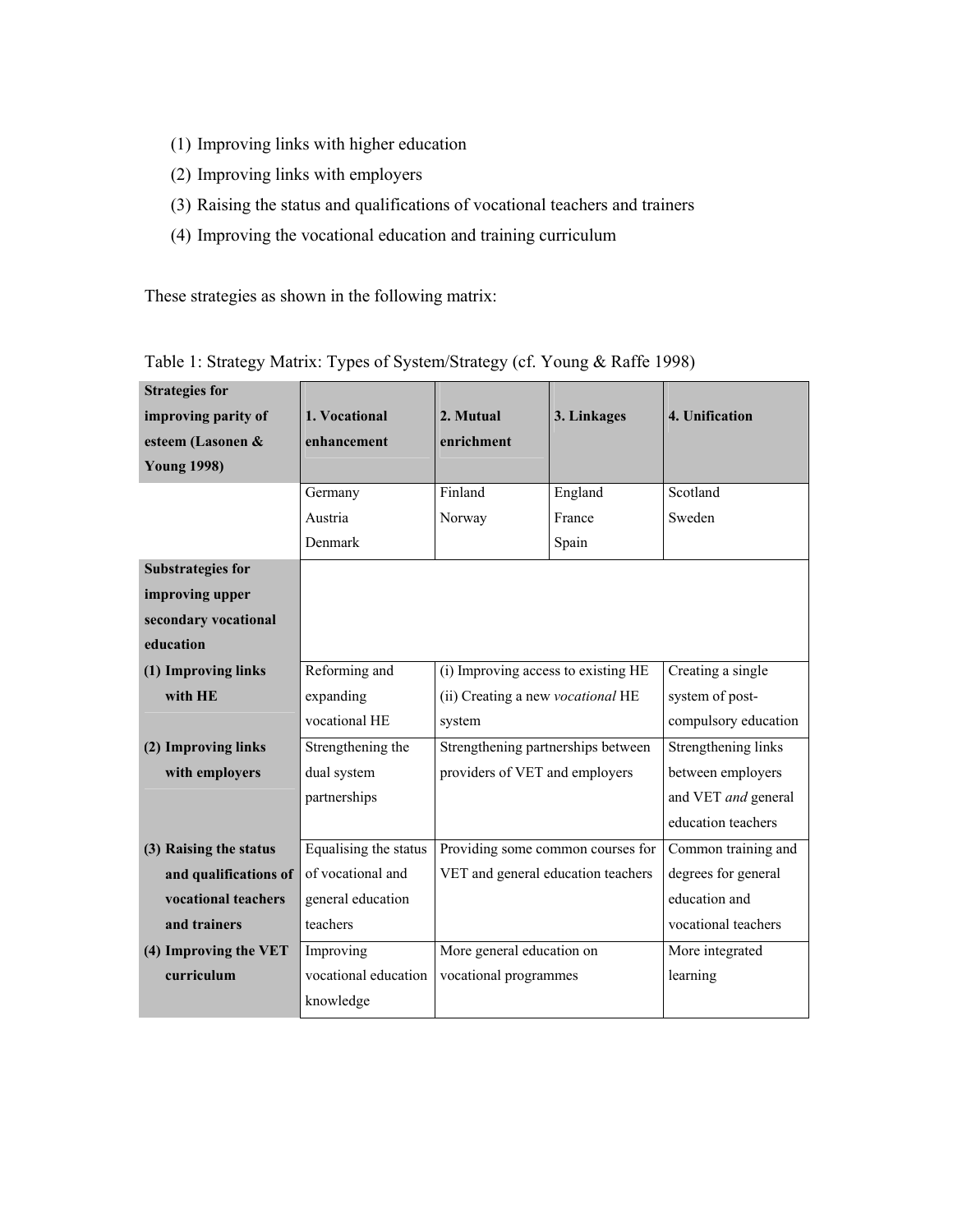(1) Improving links with higher education
(2) Improving links with employers
(3) Raising the status and qualifications of vocational teachers and trainers
(4) Improving the vocational education and training curriculum

These strategies as shown in the following matrix:

Table 1: Strategy Matrix: Types of System/Strategy (cf. Young & Raffe 1998)

| **Strategies for improving parity of esteem (Lasonen & Young 1998)** | **1. Vocational enhancement** | **2. Mutual enrichment** | **3. Linkages** | **4. Unification** |
|---|---|---|---|---|
| | Germany<br>Austria<br>Denmark | Finland<br>Norway | England<br>France<br>Spain | Scotland<br>Sweden |
| **Substrategies for improving upper secondary vocational education** | | | | |
| **(1) Improving links with HE** | Reforming and expanding vocational HE | (i) Improving access to existing HE<br>(ii) Creating a new *vocational* HE system | | Creating a single system of post-compulsory education |
| **(2) Improving links with employers** | Strengthening the dual system partnerships | Strengthening partnerships between providers of VET and employers | | Strengthening links between employers and VET *and* general education teachers |
| **(3) Raising the status and qualifications of vocational teachers and trainers** | Equalising the status of vocational and general education teachers | Providing some common courses for VET and general education teachers | | Common training and degrees for general education and vocational teachers |
| **(4) Improving the VET curriculum** | Improving vocational education knowledge | More general education on vocational programmes | | More integrated learning |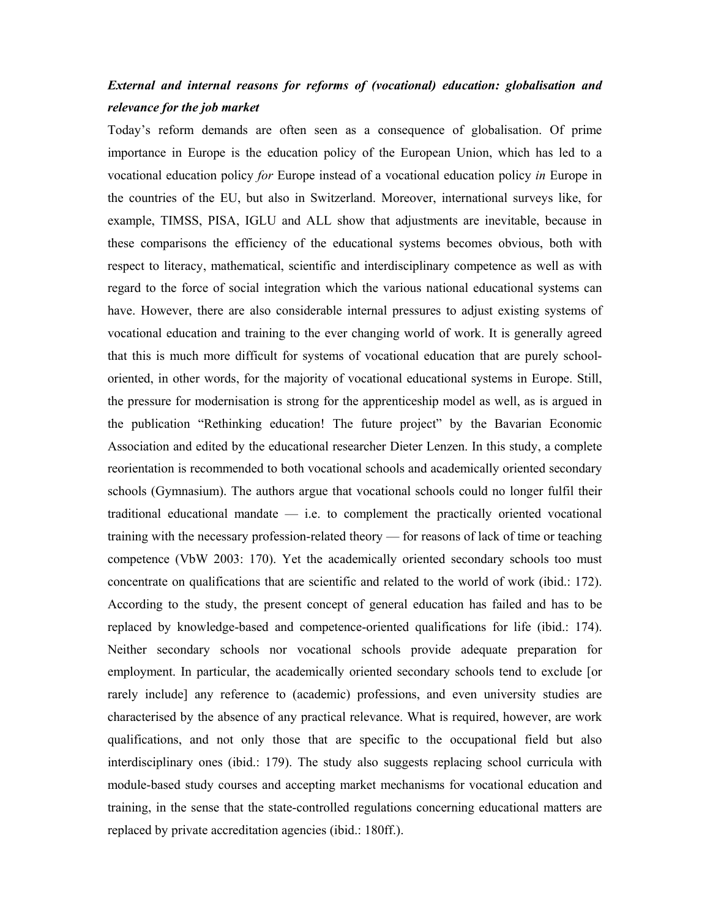***External and internal reasons for reforms of (vocational) education: globalisation and relevance for the job market***

Today's reform demands are often seen as a consequence of globalisation. Of prime importance in Europe is the education policy of the European Union, which has led to a vocational education policy *for* Europe instead of a vocational education policy *in* Europe in the countries of the EU, but also in Switzerland. Moreover, international surveys like, for example, TIMSS, PISA, IGLU and ALL show that adjustments are inevitable, because in these comparisons the efficiency of the educational systems becomes obvious, both with respect to literacy, mathematical, scientific and interdisciplinary competence as well as with regard to the force of social integration which the various national educational systems can have. However, there are also considerable internal pressures to adjust existing systems of vocational education and training to the ever changing world of work. It is generally agreed that this is much more difficult for systems of vocational education that are purely school-oriented, in other words, for the majority of vocational educational systems in Europe. Still, the pressure for modernisation is strong for the apprenticeship model as well, as is argued in the publication "Rethinking education! The future project" by the Bavarian Economic Association and edited by the educational researcher Dieter Lenzen. In this study, a complete reorientation is recommended to both vocational schools and academically oriented secondary schools (Gymnasium). The authors argue that vocational schools could no longer fulfil their traditional educational mandate — i.e. to complement the practically oriented vocational training with the necessary profession-related theory — for reasons of lack of time or teaching competence (VbW 2003: 170). Yet the academically oriented secondary schools too must concentrate on qualifications that are scientific and related to the world of work (ibid.: 172). According to the study, the present concept of general education has failed and has to be replaced by knowledge-based and competence-oriented qualifications for life (ibid.: 174). Neither secondary schools nor vocational schools provide adequate preparation for employment. In particular, the academically oriented secondary schools tend to exclude [or rarely include] any reference to (academic) professions, and even university studies are characterised by the absence of any practical relevance. What is required, however, are work qualifications, and not only those that are specific to the occupational field but also interdisciplinary ones (ibid.: 179). The study also suggests replacing school curricula with module-based study courses and accepting market mechanisms for vocational education and training, in the sense that the state-controlled regulations concerning educational matters are replaced by private accreditation agencies (ibid.: 180ff.).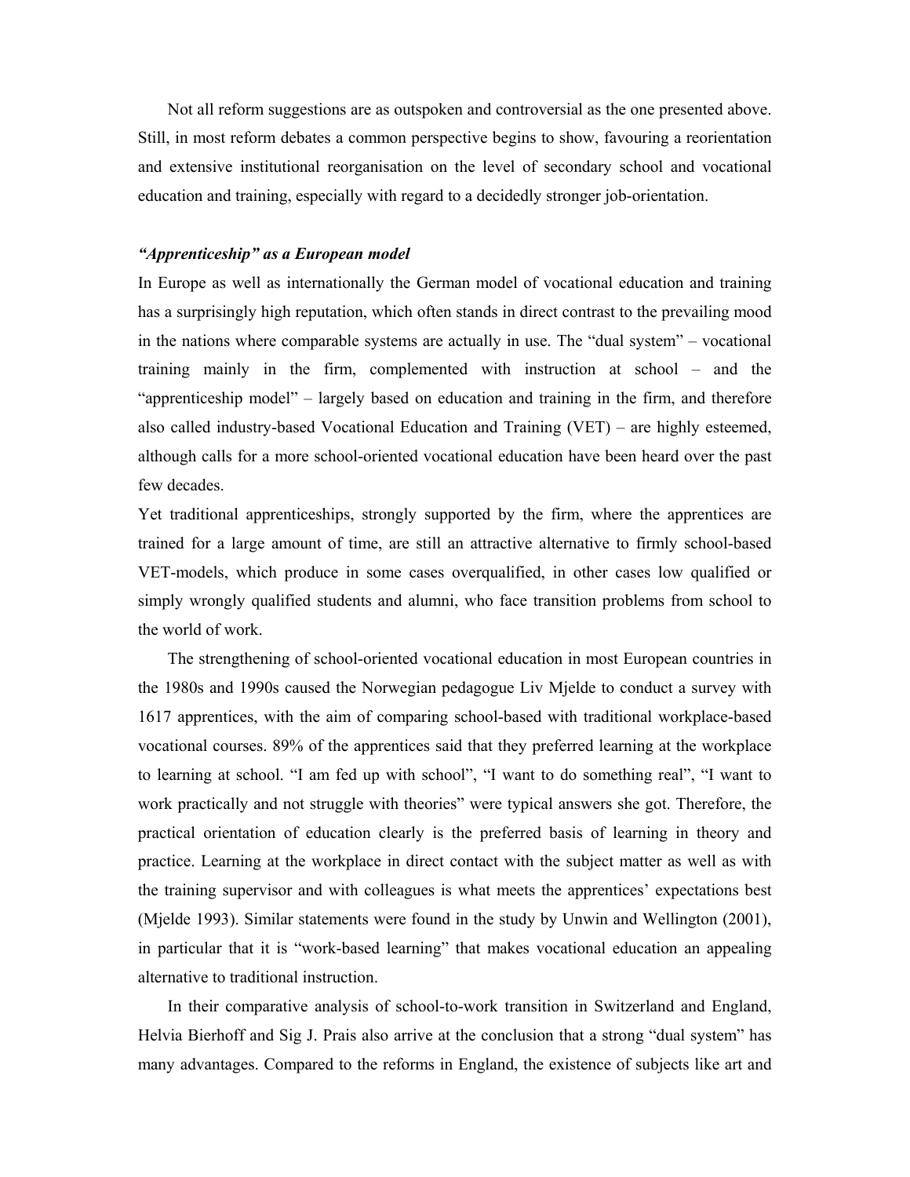Not all reform suggestions are as outspoken and controversial as the one presented above. Still, in most reform debates a common perspective begins to show, favouring a reorientation and extensive institutional reorganisation on the level of secondary school and vocational education and training, especially with regard to a decidedly stronger job-orientation.

***"Apprenticeship" as a European model***

In Europe as well as internationally the German model of vocational education and training has a surprisingly high reputation, which often stands in direct contrast to the prevailing mood in the nations where comparable systems are actually in use. The "dual system" – vocational training mainly in the firm, complemented with instruction at school – and the "apprenticeship model" – largely based on education and training in the firm, and therefore also called industry-based Vocational Education and Training (VET) – are highly esteemed, although calls for a more school-oriented vocational education have been heard over the past few decades.

Yet traditional apprenticeships, strongly supported by the firm, where the apprentices are trained for a large amount of time, are still an attractive alternative to firmly school-based VET-models, which produce in some cases overqualified, in other cases low qualified or simply wrongly qualified students and alumni, who face transition problems from school to the world of work.

The strengthening of school-oriented vocational education in most European countries in the 1980s and 1990s caused the Norwegian pedagogue Liv Mjelde to conduct a survey with 1617 apprentices, with the aim of comparing school-based with traditional workplace-based vocational courses. 89% of the apprentices said that they preferred learning at the workplace to learning at school. "I am fed up with school", "I want to do something real", "I want to work practically and not struggle with theories" were typical answers she got. Therefore, the practical orientation of education clearly is the preferred basis of learning in theory and practice. Learning at the workplace in direct contact with the subject matter as well as with the training supervisor and with colleagues is what meets the apprentices' expectations best (Mjelde 1993). Similar statements were found in the study by Unwin and Wellington (2001), in particular that it is "work-based learning" that makes vocational education an appealing alternative to traditional instruction.

In their comparative analysis of school-to-work transition in Switzerland and England, Helvia Bierhoff and Sig J. Prais also arrive at the conclusion that a strong "dual system" has many advantages. Compared to the reforms in England, the existence of subjects like art and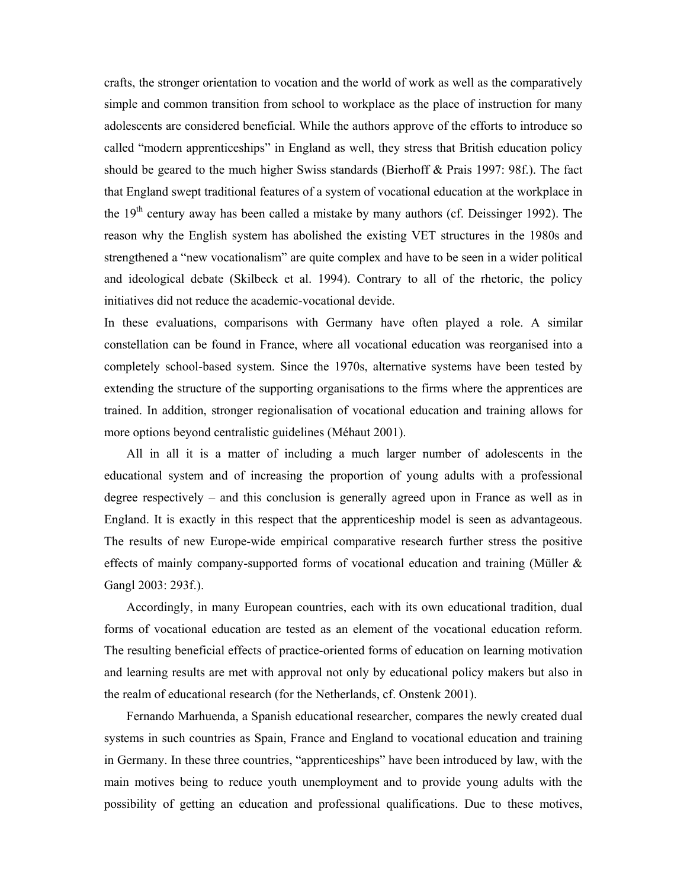crafts, the stronger orientation to vocation and the world of work as well as the comparatively simple and common transition from school to workplace as the place of instruction for many adolescents are considered beneficial. While the authors approve of the efforts to introduce so called "modern apprenticeships" in England as well, they stress that British education policy should be geared to the much higher Swiss standards (Bierhoff & Prais 1997: 98f.). The fact that England swept traditional features of a system of vocational education at the workplace in the 19th century away has been called a mistake by many authors (cf. Deissinger 1992). The reason why the English system has abolished the existing VET structures in the 1980s and strengthened a "new vocationalism" are quite complex and have to be seen in a wider political and ideological debate (Skilbeck et al. 1994). Contrary to all of the rhetoric, the policy initiatives did not reduce the academic-vocational devide.

In these evaluations, comparisons with Germany have often played a role. A similar constellation can be found in France, where all vocational education was reorganised into a completely school-based system. Since the 1970s, alternative systems have been tested by extending the structure of the supporting organisations to the firms where the apprentices are trained. In addition, stronger regionalisation of vocational education and training allows for more options beyond centralistic guidelines (Méhaut 2001).

All in all it is a matter of including a much larger number of adolescents in the educational system and of increasing the proportion of young adults with a professional degree respectively – and this conclusion is generally agreed upon in France as well as in England. It is exactly in this respect that the apprenticeship model is seen as advantageous. The results of new Europe-wide empirical comparative research further stress the positive effects of mainly company-supported forms of vocational education and training (Müller & Gangl 2003: 293f.).

Accordingly, in many European countries, each with its own educational tradition, dual forms of vocational education are tested as an element of the vocational education reform. The resulting beneficial effects of practice-oriented forms of education on learning motivation and learning results are met with approval not only by educational policy makers but also in the realm of educational research (for the Netherlands, cf. Onstenk 2001).

Fernando Marhuenda, a Spanish educational researcher, compares the newly created dual systems in such countries as Spain, France and England to vocational education and training in Germany. In these three countries, "apprenticeships" have been introduced by law, with the main motives being to reduce youth unemployment and to provide young adults with the possibility of getting an education and professional qualifications. Due to these motives,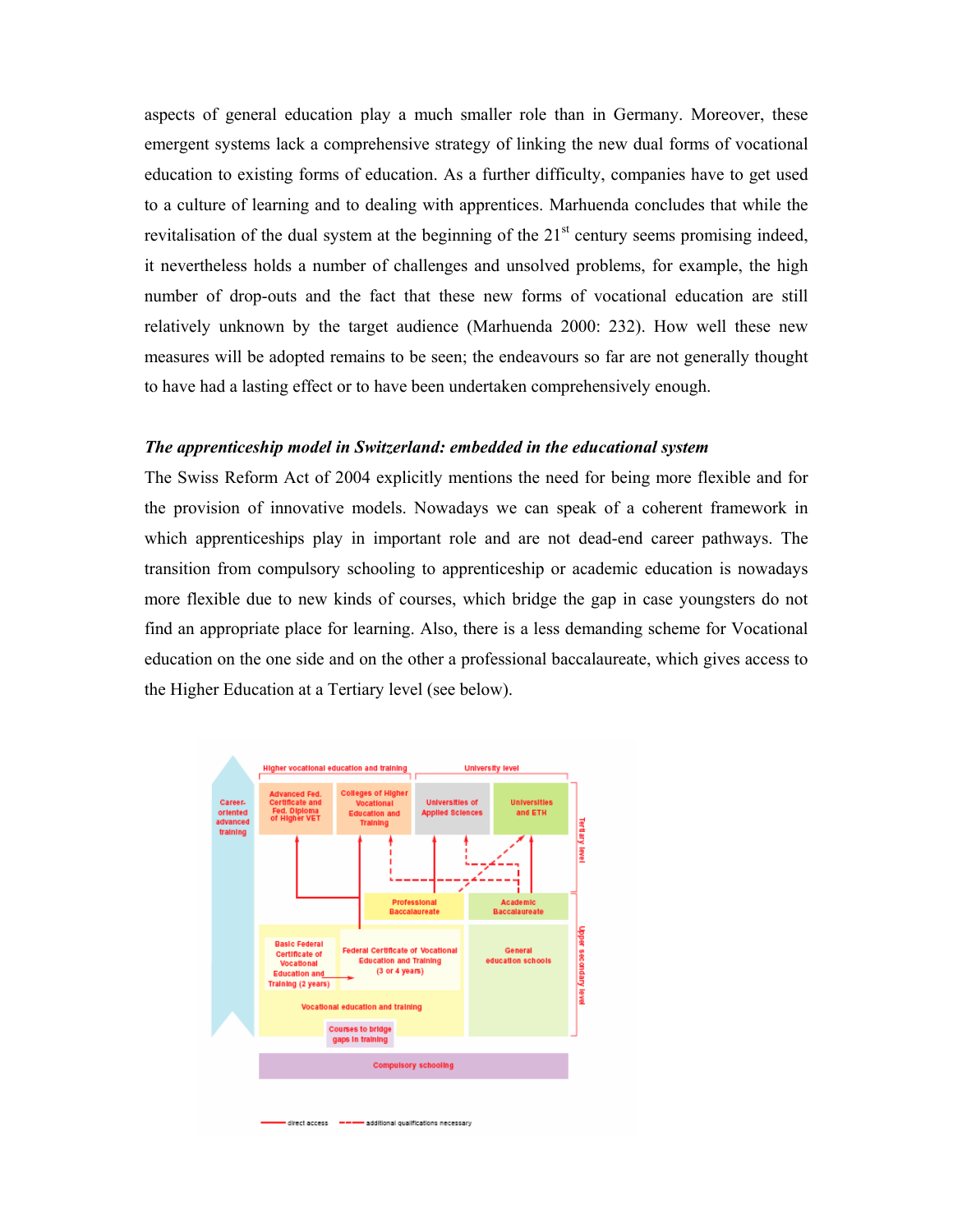aspects of general education play a much smaller role than in Germany. Moreover, these emergent systems lack a comprehensive strategy of linking the new dual forms of vocational education to existing forms of education. As a further difficulty, companies have to get used to a culture of learning and to dealing with apprentices. Marhuenda concludes that while the revitalisation of the dual system at the beginning of the 21st century seems promising indeed, it nevertheless holds a number of challenges and unsolved problems, for example, the high number of drop-outs and the fact that these new forms of vocational education are still relatively unknown by the target audience (Marhuenda 2000: 232). How well these new measures will be adopted remains to be seen; the endeavours so far are not generally thought to have had a lasting effect or to have been undertaken comprehensively enough.

***The apprenticeship model in Switzerland: embedded in the educational system***

The Swiss Reform Act of 2004 explicitly mentions the need for being more flexible and for the provision of innovative models. Nowadays we can speak of a coherent framework in which apprenticeships play in important role and are not dead-end career pathways. The transition from compulsory schooling to apprenticeship or academic education is nowadays more flexible due to new kinds of courses, which bridge the gap in case youngsters do not find an appropriate place for learning. Also, there is a less demanding scheme for Vocational education on the one side and on the other a professional baccalaureate, which gives access to the Higher Education at a Tertiary level (see below).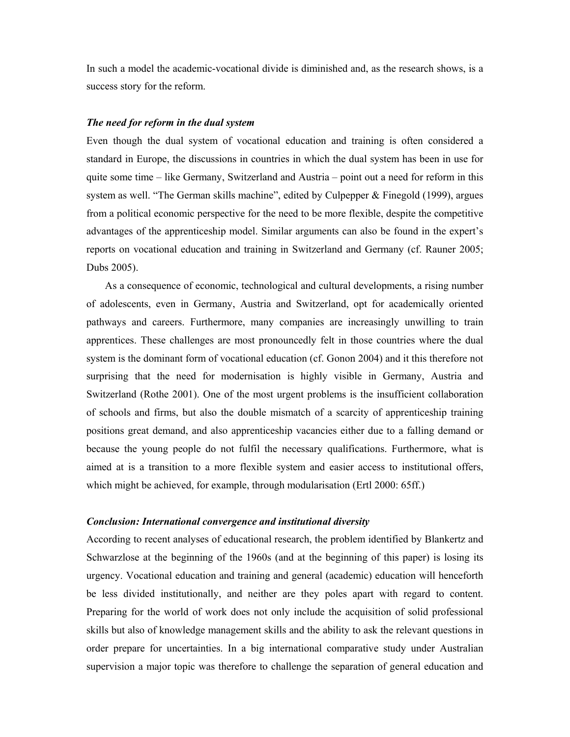In such a model the academic-vocational divide is diminished and, as the research shows, is a success story for the reform.

### *The need for reform in the dual system*

Even though the dual system of vocational education and training is often considered a standard in Europe, the discussions in countries in which the dual system has been in use for quite some time – like Germany, Switzerland and Austria – point out a need for reform in this system as well. "The German skills machine", edited by Culpepper & Finegold (1999), argues from a political economic perspective for the need to be more flexible, despite the competitive advantages of the apprenticeship model. Similar arguments can also be found in the expert's reports on vocational education and training in Switzerland and Germany (cf. Rauner 2005; Dubs 2005).

As a consequence of economic, technological and cultural developments, a rising number of adolescents, even in Germany, Austria and Switzerland, opt for academically oriented pathways and careers. Furthermore, many companies are increasingly unwilling to train apprentices. These challenges are most pronouncedly felt in those countries where the dual system is the dominant form of vocational education (cf. Gonon 2004) and it this therefore not surprising that the need for modernisation is highly visible in Germany, Austria and Switzerland (Rothe 2001). One of the most urgent problems is the insufficient collaboration of schools and firms, but also the double mismatch of a scarcity of apprenticeship training positions great demand, and also apprenticeship vacancies either due to a falling demand or because the young people do not fulfil the necessary qualifications. Furthermore, what is aimed at is a transition to a more flexible system and easier access to institutional offers, which might be achieved, for example, through modularisation (Ertl 2000: 65ff.)

### *Conclusion: International convergence and institutional diversity*

According to recent analyses of educational research, the problem identified by Blankertz and Schwarzlose at the beginning of the 1960s (and at the beginning of this paper) is losing its urgency. Vocational education and training and general (academic) education will henceforth be less divided institutionally, and neither are they poles apart with regard to content. Preparing for the world of work does not only include the acquisition of solid professional skills but also of knowledge management skills and the ability to ask the relevant questions in order prepare for uncertainties. In a big international comparative study under Australian supervision a major topic was therefore to challenge the separation of general education and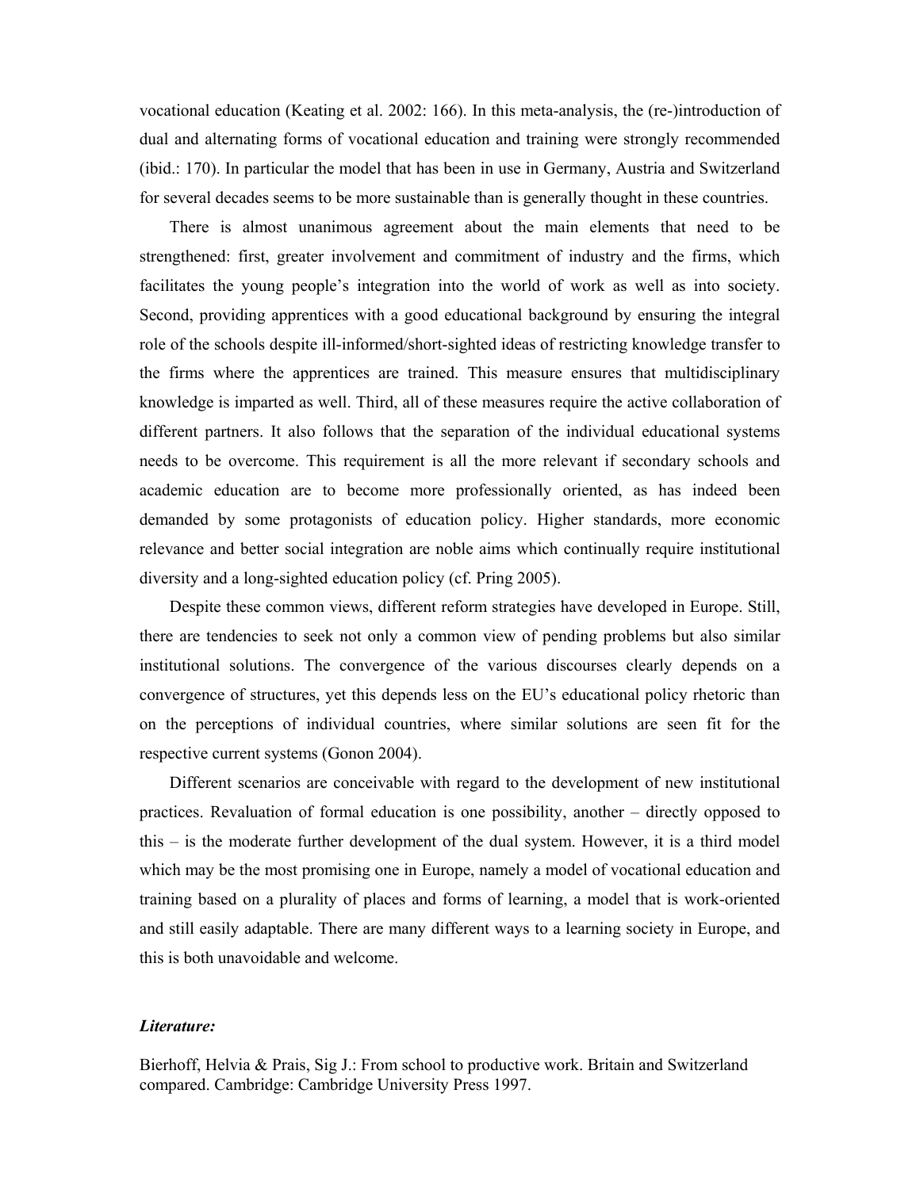vocational education (Keating et al. 2002: 166). In this meta-analysis, the (re-)introduction of dual and alternating forms of vocational education and training were strongly recommended (ibid.: 170). In particular the model that has been in use in Germany, Austria and Switzerland for several decades seems to be more sustainable than is generally thought in these countries.

There is almost unanimous agreement about the main elements that need to be strengthened: first, greater involvement and commitment of industry and the firms, which facilitates the young people's integration into the world of work as well as into society. Second, providing apprentices with a good educational background by ensuring the integral role of the schools despite ill-informed/short-sighted ideas of restricting knowledge transfer to the firms where the apprentices are trained. This measure ensures that multidisciplinary knowledge is imparted as well. Third, all of these measures require the active collaboration of different partners. It also follows that the separation of the individual educational systems needs to be overcome. This requirement is all the more relevant if secondary schools and academic education are to become more professionally oriented, as has indeed been demanded by some protagonists of education policy. Higher standards, more economic relevance and better social integration are noble aims which continually require institutional diversity and a long-sighted education policy (cf. Pring 2005).

Despite these common views, different reform strategies have developed in Europe. Still, there are tendencies to seek not only a common view of pending problems but also similar institutional solutions. The convergence of the various discourses clearly depends on a convergence of structures, yet this depends less on the EU's educational policy rhetoric than on the perceptions of individual countries, where similar solutions are seen fit for the respective current systems (Gonon 2004).

Different scenarios are conceivable with regard to the development of new institutional practices. Revaluation of formal education is one possibility, another – directly opposed to this – is the moderate further development of the dual system. However, it is a third model which may be the most promising one in Europe, namely a model of vocational education and training based on a plurality of places and forms of learning, a model that is work-oriented and still easily adaptable. There are many different ways to a learning society in Europe, and this is both unavoidable and welcome.

***Literature:***

Bierhoff, Helvia & Prais, Sig J.: From school to productive work. Britain and Switzerland compared. Cambridge: Cambridge University Press 1997.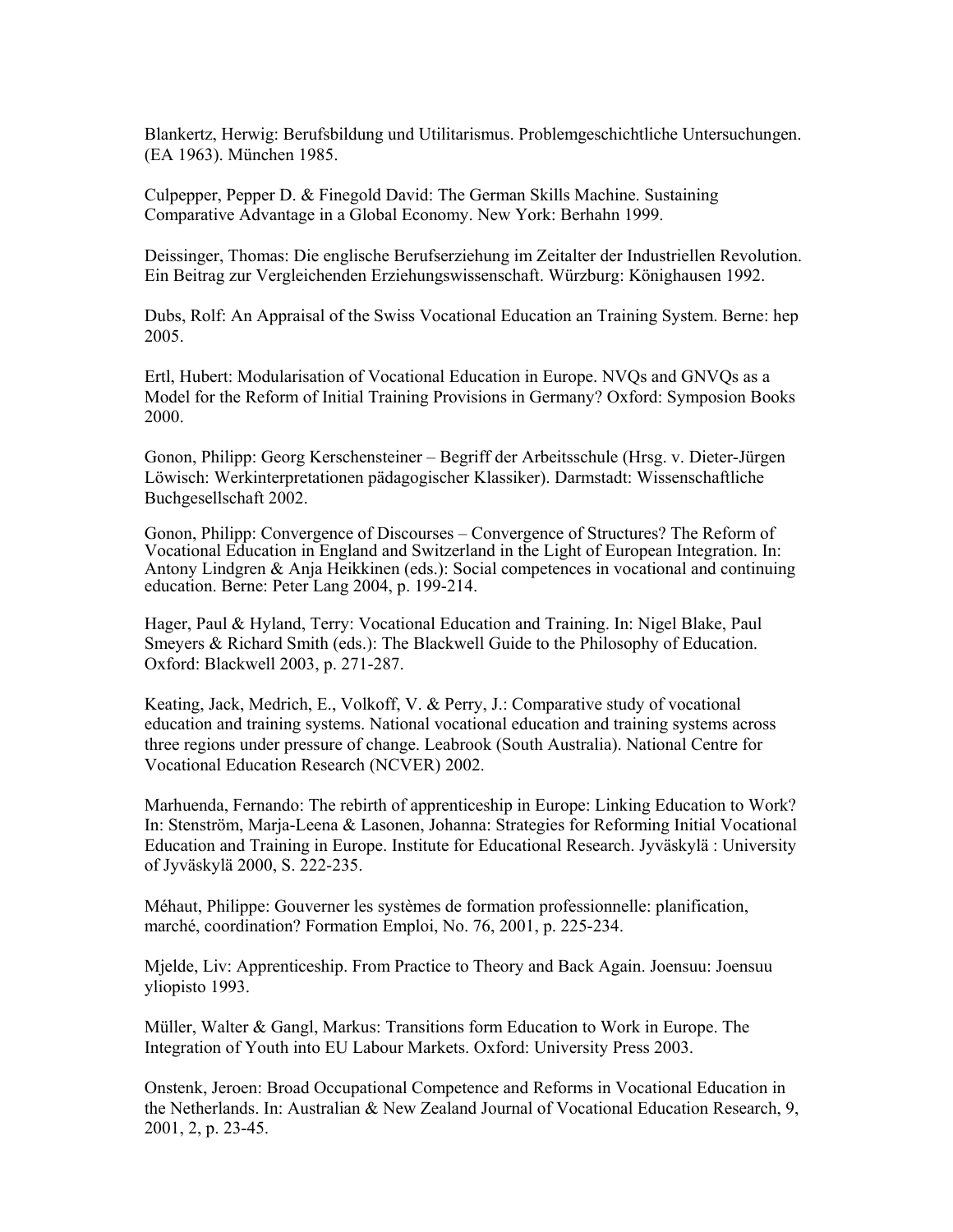Blankertz, Herwig: Berufsbildung und Utilitarismus. Problemgeschichtliche Untersuchungen. (EA 1963). München 1985.

Culpepper, Pepper D. & Finegold David: The German Skills Machine. Sustaining Comparative Advantage in a Global Economy. New York: Berhahn 1999.

Deissinger, Thomas: Die englische Berufserziehung im Zeitalter der Industriellen Revolution. Ein Beitrag zur Vergleichenden Erziehungswissenschaft. Würzburg: Könighausen 1992.

Dubs, Rolf: An Appraisal of the Swiss Vocational Education an Training System. Berne: hep 2005.

Ertl, Hubert: Modularisation of Vocational Education in Europe. NVQs and GNVQs as a Model for the Reform of Initial Training Provisions in Germany? Oxford: Symposion Books 2000.

Gonon, Philipp: Georg Kerschensteiner – Begriff der Arbeitsschule (Hrsg. v. Dieter-Jürgen Löwisch: Werkinterpretationen pädagogischer Klassiker). Darmstadt: Wissenschaftliche Buchgesellschaft 2002.

Gonon, Philipp: Convergence of Discourses – Convergence of Structures? The Reform of Vocational Education in England and Switzerland in the Light of European Integration. In: Antony Lindgren & Anja Heikkinen (eds.): Social competences in vocational and continuing education. Berne: Peter Lang 2004, p. 199-214.

Hager, Paul & Hyland, Terry: Vocational Education and Training. In: Nigel Blake, Paul Smeyers & Richard Smith (eds.): The Blackwell Guide to the Philosophy of Education. Oxford: Blackwell 2003, p. 271-287.

Keating, Jack, Medrich, E., Volkoff, V. & Perry, J.: Comparative study of vocational education and training systems. National vocational education and training systems across three regions under pressure of change. Leabrook (South Australia). National Centre for Vocational Education Research (NCVER) 2002.

Marhuenda, Fernando: The rebirth of apprenticeship in Europe: Linking Education to Work? In: Stenström, Marja-Leena & Lasonen, Johanna: Strategies for Reforming Initial Vocational Education and Training in Europe. Institute for Educational Research. Jyväskylä : University of Jyväskylä 2000, S. 222-235.

Méhaut, Philippe: Gouverner les systèmes de formation professionnelle: planification, marché, coordination? Formation Emploi, No. 76, 2001, p. 225-234.

Mjelde, Liv: Apprenticeship. From Practice to Theory and Back Again. Joensuu: Joensuu yliopisto 1993.

Müller, Walter & Gangl, Markus: Transitions form Education to Work in Europe. The Integration of Youth into EU Labour Markets. Oxford: University Press 2003.

Onstenk, Jeroen: Broad Occupational Competence and Reforms in Vocational Education in the Netherlands. In: Australian & New Zealand Journal of Vocational Education Research, 9, 2001, 2, p. 23-45.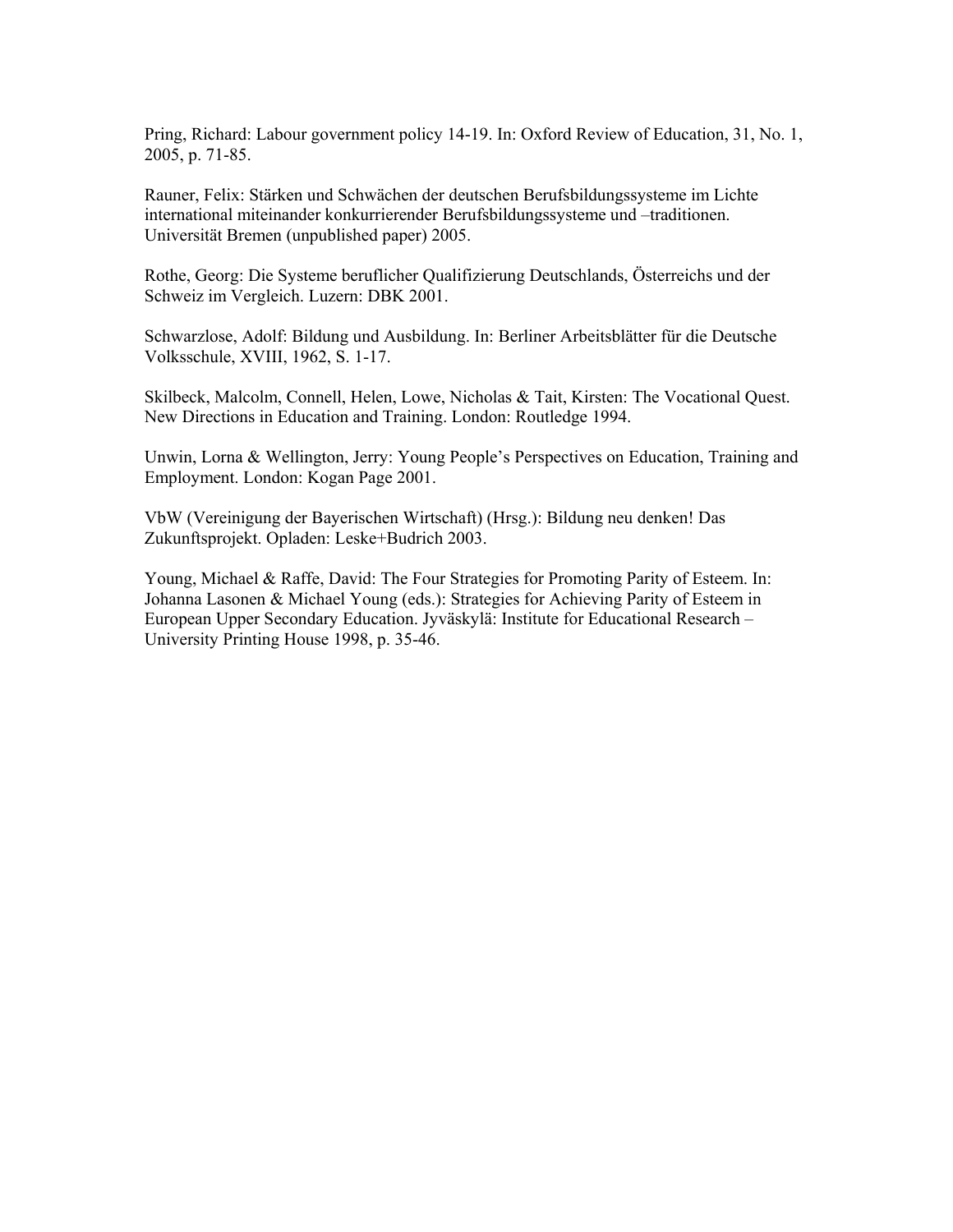Pring, Richard: Labour government policy 14-19. In: Oxford Review of Education, 31, No. 1, 2005, p. 71-85.

Rauner, Felix: Stärken und Schwächen der deutschen Berufsbildungssysteme im Lichte international miteinander konkurrierender Berufsbildungssysteme und –traditionen. Universität Bremen (unpublished paper) 2005.

Rothe, Georg: Die Systeme beruflicher Qualifizierung Deutschlands, Österreichs und der Schweiz im Vergleich. Luzern: DBK 2001.

Schwarzlose, Adolf: Bildung und Ausbildung. In: Berliner Arbeitsblätter für die Deutsche Volksschule, XVIII, 1962, S. 1-17.

Skilbeck, Malcolm, Connell, Helen, Lowe, Nicholas & Tait, Kirsten: The Vocational Quest. New Directions in Education and Training. London: Routledge 1994.

Unwin, Lorna & Wellington, Jerry: Young People's Perspectives on Education, Training and Employment. London: Kogan Page 2001.

VbW (Vereinigung der Bayerischen Wirtschaft) (Hrsg.): Bildung neu denken! Das Zukunftsprojekt. Opladen: Leske+Budrich 2003.

Young, Michael & Raffe, David: The Four Strategies for Promoting Parity of Esteem. In: Johanna Lasonen & Michael Young (eds.): Strategies for Achieving Parity of Esteem in European Upper Secondary Education. Jyväskylä: Institute for Educational Research – University Printing House 1998, p. 35-46.